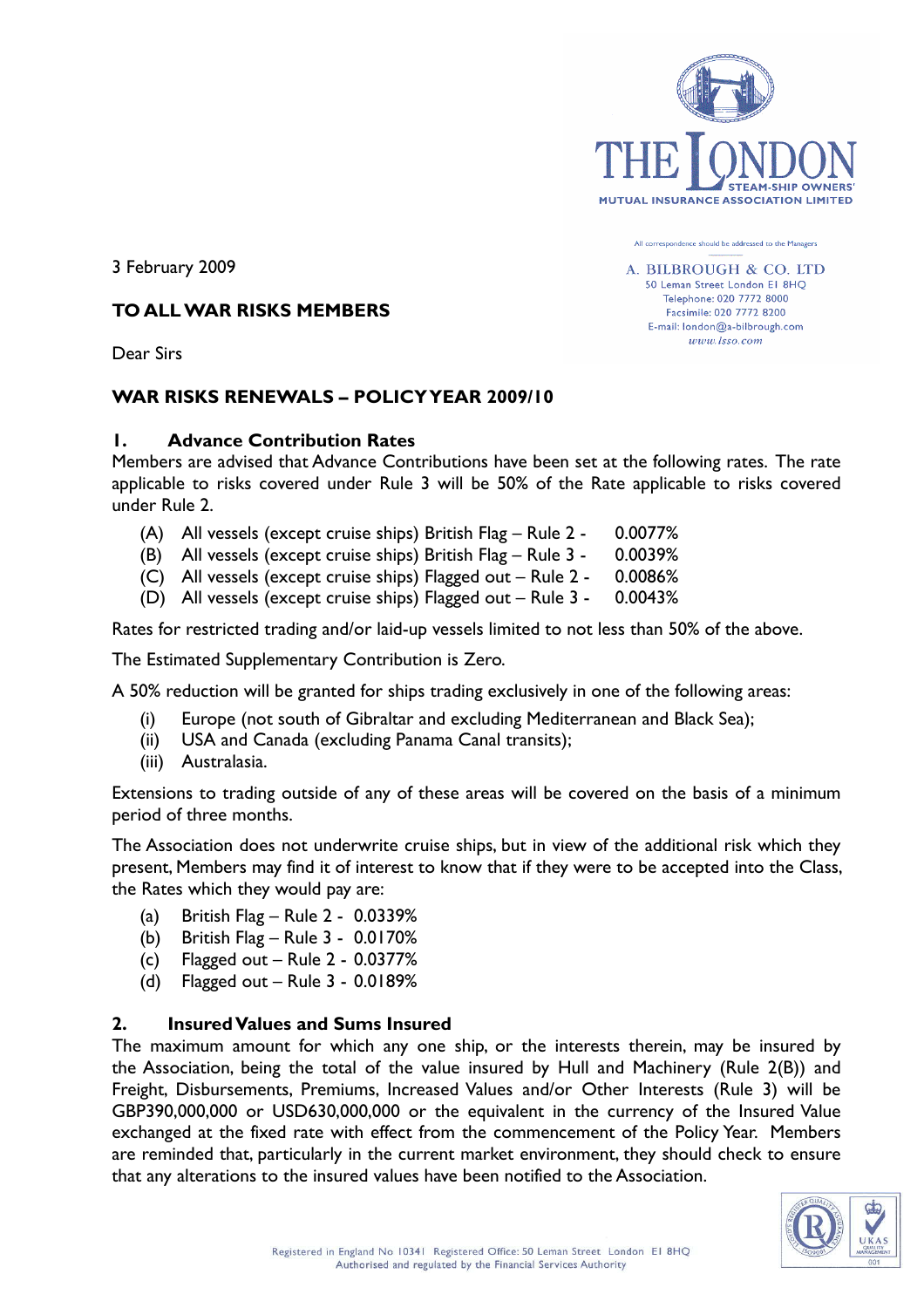THE LONDON STEAM-SHIP OWNERS' MUTUAL INSURANCE ASSOCIATION LIMITED

All correspondence should be addressed to the Managers

A. BILBROUGH & CO. LTD
50 Leman Street London E1 8HQ
Telephone: 020 7772 8000
Facsimile: 020 7772 8200
E-mail: london@a-bilbrough.com
www.lsso.com

3 February 2009

**TO ALL WAR RISKS MEMBERS**

Dear Sirs

**WAR RISKS RENEWALS – POLICY YEAR 2009/10**

## 1. Advance Contribution Rates

Members are advised that Advance Contributions have been set at the following rates. The rate applicable to risks covered under Rule 3 will be 50% of the Rate applicable to risks covered under Rule 2.

(A) All vessels (except cruise ships) British Flag – Rule 2 - 0.0077%
(B) All vessels (except cruise ships) British Flag – Rule 3 - 0.0039%
(C) All vessels (except cruise ships) Flagged out – Rule 2 - 0.0086%
(D) All vessels (except cruise ships) Flagged out – Rule 3 - 0.0043%

Rates for restricted trading and/or laid-up vessels limited to not less than 50% of the above.

The Estimated Supplementary Contribution is Zero.

A 50% reduction will be granted for ships trading exclusively in one of the following areas:

(i) Europe (not south of Gibraltar and excluding Mediterranean and Black Sea);
(ii) USA and Canada (excluding Panama Canal transits);
(iii) Australasia.

Extensions to trading outside of any of these areas will be covered on the basis of a minimum period of three months.

The Association does not underwrite cruise ships, but in view of the additional risk which they present, Members may find it of interest to know that if they were to be accepted into the Class, the Rates which they would pay are:

(a) British Flag – Rule 2 - 0.0339%
(b) British Flag – Rule 3 - 0.0170%
(c) Flagged out – Rule 2 - 0.0377%
(d) Flagged out – Rule 3 - 0.0189%

## 2. Insured Values and Sums Insured

The maximum amount for which any one ship, or the interests therein, may be insured by the Association, being the total of the value insured by Hull and Machinery (Rule 2(B)) and Freight, Disbursements, Premiums, Increased Values and/or Other Interests (Rule 3) will be GBP390,000,000 or USD630,000,000 or the equivalent in the currency of the Insured Value exchanged at the fixed rate with effect from the commencement of the Policy Year. Members are reminded that, particularly in the current market environment, they should check to ensure that any alterations to the insured values have been notified to the Association.

Registered in England No 10341 Registered Office: 50 Leman Street London E1 8HQ
Authorised and regulated by the Financial Services Authority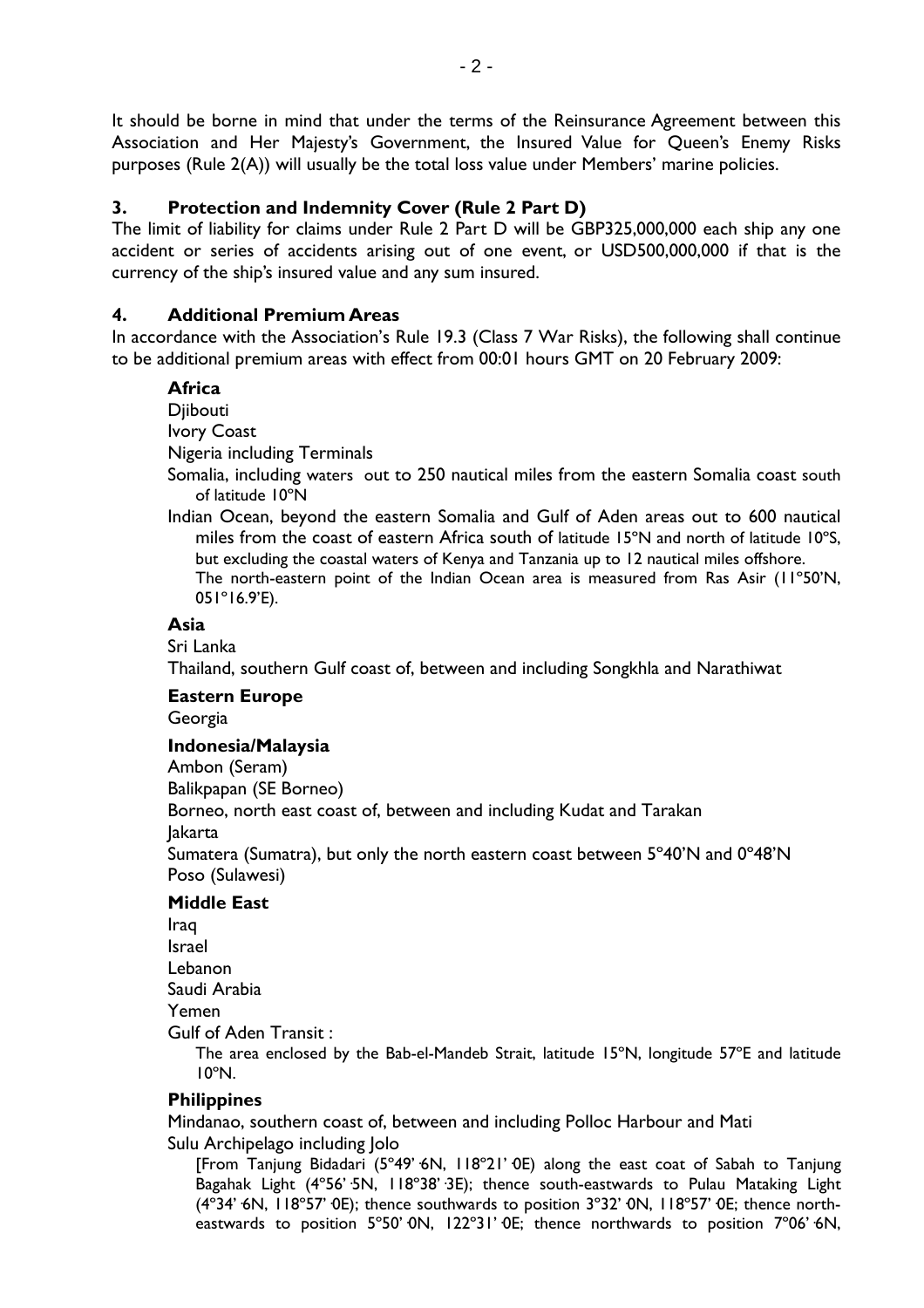It should be borne in mind that under the terms of the Reinsurance Agreement between this Association and Her Majesty's Government, the Insured Value for Queen's Enemy Risks purposes (Rule 2(A)) will usually be the total loss value under Members' marine policies.

## 3. Protection and Indemnity Cover (Rule 2 Part D)

The limit of liability for claims under Rule 2 Part D will be GBP325,000,000 each ship any one accident or series of accidents arising out of one event, or USD500,000,000 if that is the currency of the ship's insured value and any sum insured.

## 4. Additional Premium Areas

In accordance with the Association's Rule 19.3 (Class 7 War Risks), the following shall continue to be additional premium areas with effect from 00:01 hours GMT on 20 February 2009:

**Africa**

Djibouti
Ivory Coast
Nigeria including Terminals
Somalia, including waters out to 250 nautical miles from the eastern Somalia coast south of latitude 10ºN
Indian Ocean, beyond the eastern Somalia and Gulf of Aden areas out to 600 nautical miles from the coast of eastern Africa south of latitude 15ºN and north of latitude 10ºS, but excluding the coastal waters of Kenya and Tanzania up to 12 nautical miles offshore.
The north-eastern point of the Indian Ocean area is measured from Ras Asir (11°50'N, 051°16.9'E).

**Asia**

Sri Lanka
Thailand, southern Gulf coast of, between and including Songkhla and Narathiwat

**Eastern Europe**

Georgia

**Indonesia/Malaysia**

Ambon (Seram)
Balikpapan (SE Borneo)
Borneo, north east coast of, between and including Kudat and Tarakan
Jakarta
Sumatera (Sumatra), but only the north eastern coast between 5°40'N and 0°48'N
Poso (Sulawesi)

**Middle East**

Iraq
Israel
Lebanon
Saudi Arabia
Yemen
Gulf of Aden Transit :
The area enclosed by the Bab-el-Mandeb Strait, latitude 15ºN, longitude 57ºE and latitude 10ºN.

**Philippines**

Mindanao, southern coast of, between and including Polloc Harbour and Mati
Sulu Archipelago including Jolo
[From Tanjung Bidadari (5º49'·6N, 118º21'·0E) along the east coat of Sabah to Tanjung Bagahak Light (4º56'·5N, 118º38'·3E); thence south-eastwards to Pulau Mataking Light (4º34'·6N, 118º57'·0E); thence southwards to position 3º32'·0N, 118º57'·0E; thence north-eastwards to position 5º50'·0N, 122º31'·0E; thence northwards to position 7º06'·6N,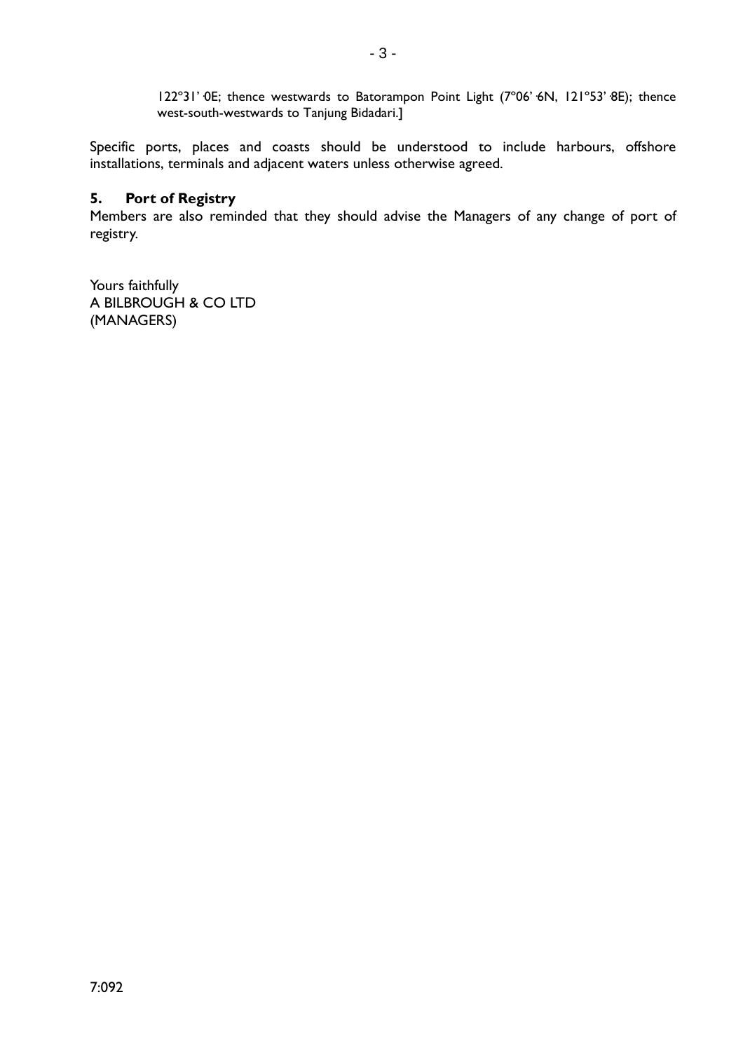122°31' ·0E; thence westwards to Batorampon Point Light (7°06' ·6N, 121°53' ·8E); thence west-south-westwards to Tanjung Bidadari.]

Specific ports, places and coasts should be understood to include harbours, offshore installations, terminals and adjacent waters unless otherwise agreed.

**5. Port of Registry**

Members are also reminded that they should advise the Managers of any change of port of registry.

Yours faithfully
A BILBROUGH & CO LTD
(MANAGERS)

7:092